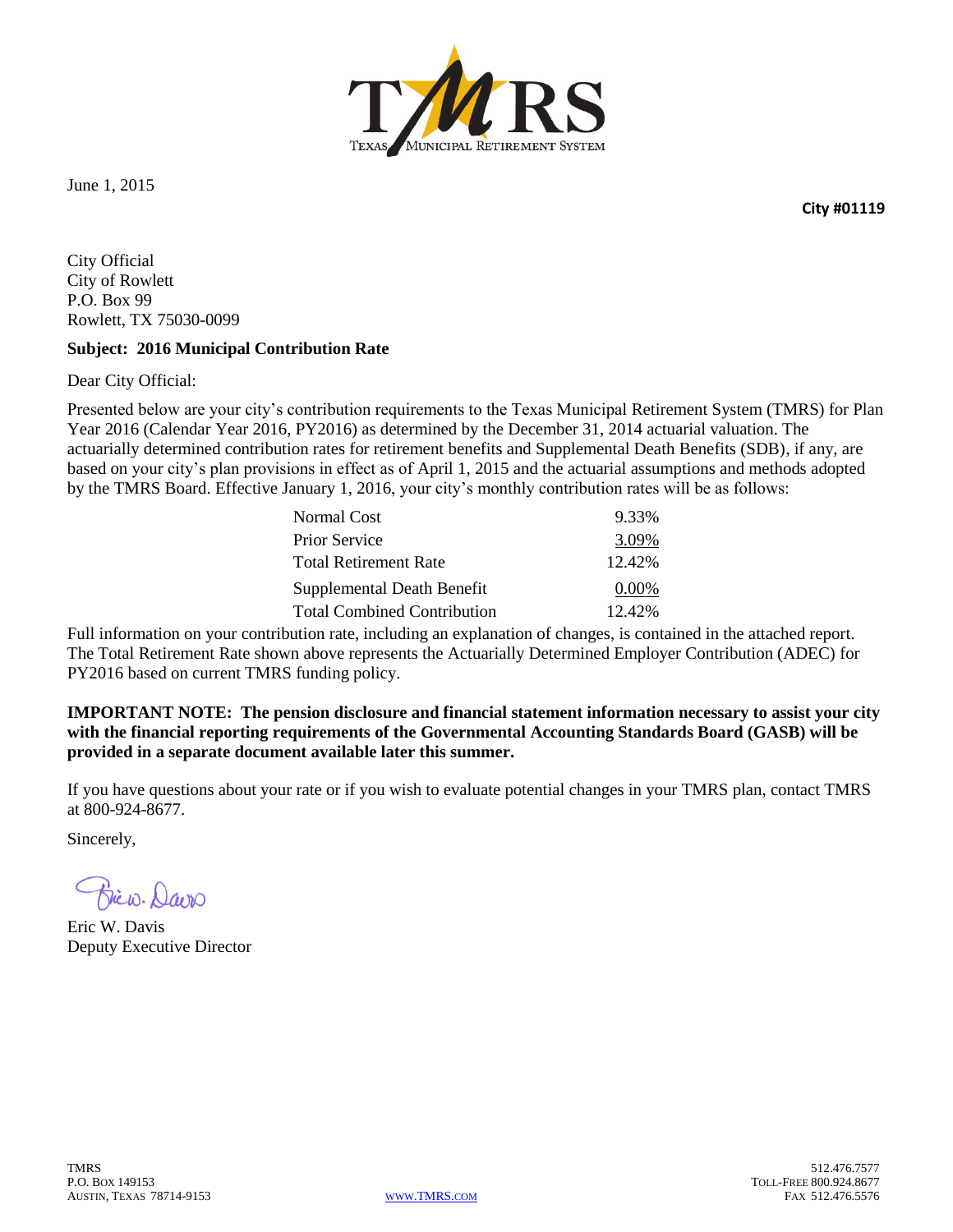TMRS
TEXAS MUNICIPAL RETIREMENT SYSTEM

June 1, 2015

**City #01119**

City Official
City of Rowlett
P.O. Box 99
Rowlett, TX 75030-0099

**Subject: 2016 Municipal Contribution Rate**

Dear City Official:

Presented below are your city's contribution requirements to the Texas Municipal Retirement System (TMRS) for Plan Year 2016 (Calendar Year 2016, PY2016) as determined by the December 31, 2014 actuarial valuation. The actuarially determined contribution rates for retirement benefits and Supplemental Death Benefits (SDB), if any, are based on your city's plan provisions in effect as of April 1, 2015 and the actuarial assumptions and methods adopted by the TMRS Board. Effective January 1, 2016, your city's monthly contribution rates will be as follows:

| | |
|---|---|
| Normal Cost | 9.33% |
| Prior Service | 3.09% |
| Total Retirement Rate | 12.42% |
| Supplemental Death Benefit | 0.00% |
| Total Combined Contribution | 12.42% |

Full information on your contribution rate, including an explanation of changes, is contained in the attached report. The Total Retirement Rate shown above represents the Actuarially Determined Employer Contribution (ADEC) for PY2016 based on current TMRS funding policy.

**IMPORTANT NOTE: The pension disclosure and financial statement information necessary to assist your city with the financial reporting requirements of the Governmental Accounting Standards Board (GASB) will be provided in a separate document available later this summer.**

If you have questions about your rate or if you wish to evaluate potential changes in your TMRS plan, contact TMRS at 800-924-8677.

Sincerely,

Eric W. Davis
Deputy Executive Director

TMRS
P.O. Box 149153
Austin, Texas 78714-9153

www.TMRS.com

512.476.7577
Toll-Free 800.924.8677
Fax 512.476.5576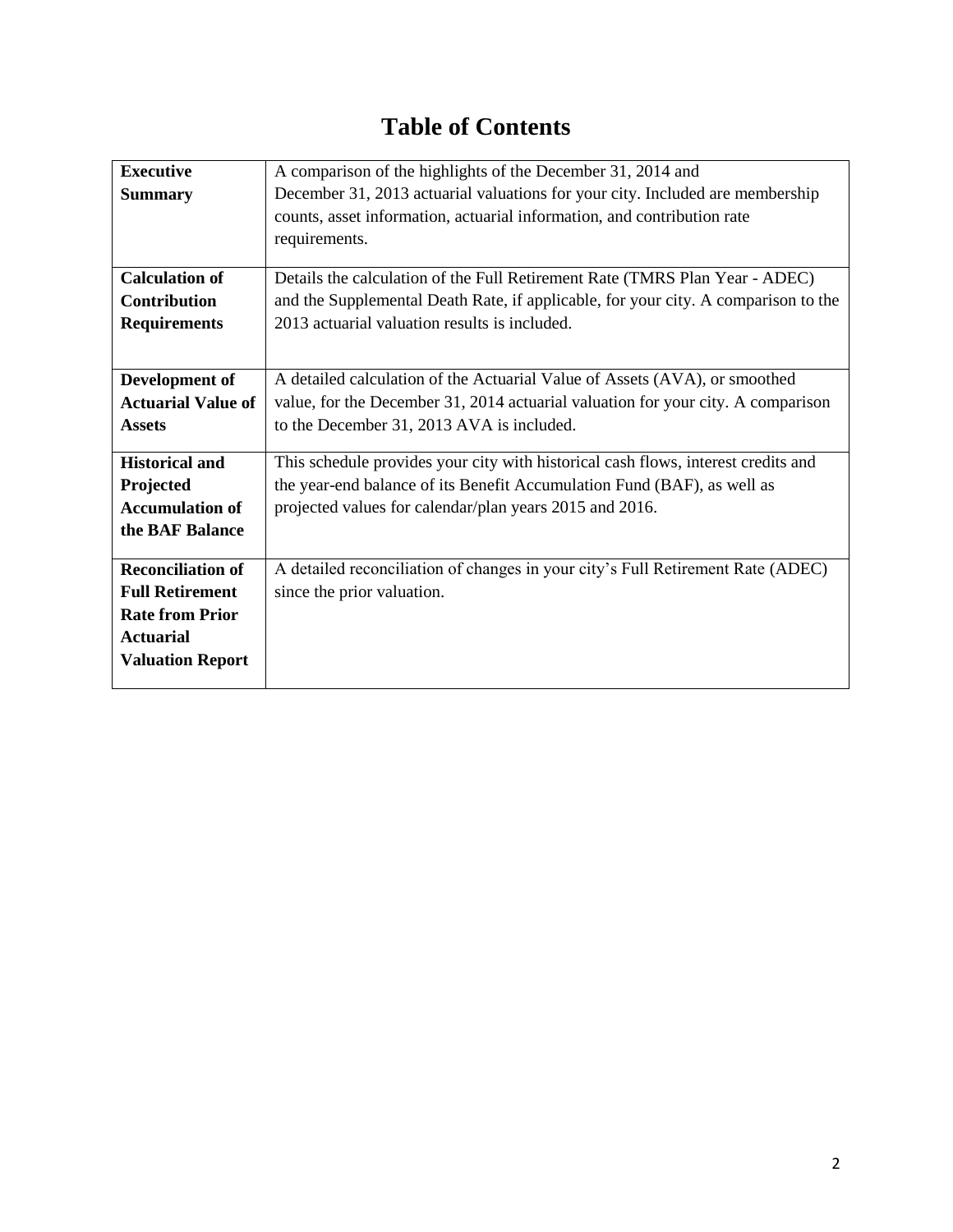# Table of Contents

| | |
|---|---|
| **Executive Summary** | A comparison of the highlights of the December 31, 2014 and December 31, 2013 actuarial valuations for your city. Included are membership counts, asset information, actuarial information, and contribution rate requirements. |
| **Calculation of Contribution Requirements** | Details the calculation of the Full Retirement Rate (TMRS Plan Year - ADEC) and the Supplemental Death Rate, if applicable, for your city. A comparison to the 2013 actuarial valuation results is included. |
| **Development of Actuarial Value of Assets** | A detailed calculation of the Actuarial Value of Assets (AVA), or smoothed value, for the December 31, 2014 actuarial valuation for your city. A comparison to the December 31, 2013 AVA is included. |
| **Historical and Projected Accumulation of the BAF Balance** | This schedule provides your city with historical cash flows, interest credits and the year-end balance of its Benefit Accumulation Fund (BAF), as well as projected values for calendar/plan years 2015 and 2016. |
| **Reconciliation of Full Retirement Rate from Prior Actuarial Valuation Report** | A detailed reconciliation of changes in your city's Full Retirement Rate (ADEC) since the prior valuation. |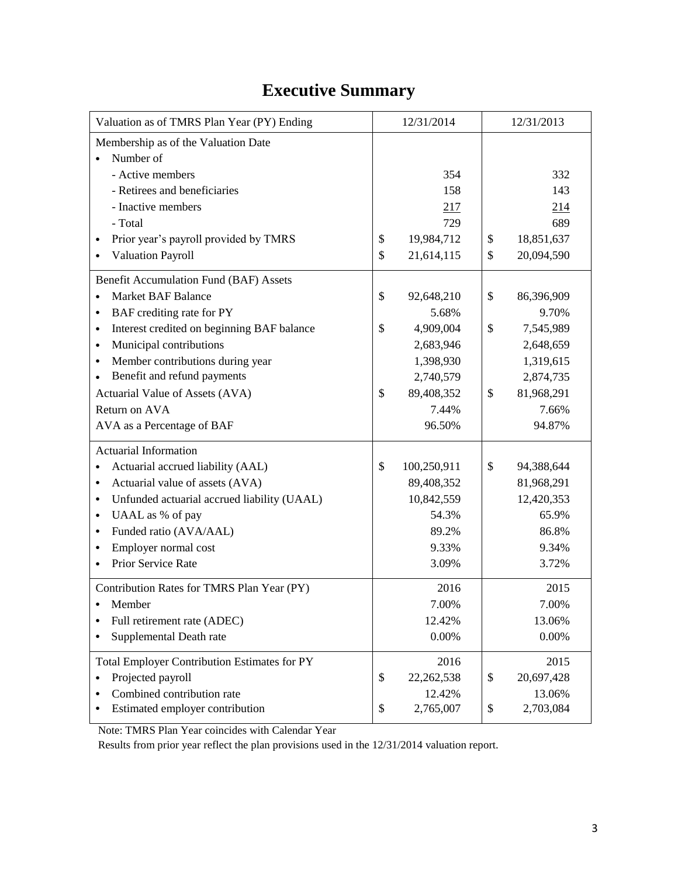# Executive Summary

| Valuation as of TMRS Plan Year (PY) Ending | 12/31/2014 | 12/31/2013 |
|---|---|---|
| Membership as of the Valuation Date | | |
| • Number of | | |
| - Active members | 354 | 332 |
| - Retirees and beneficiaries | 158 | 143 |
| - Inactive members | 217 | 214 |
| - Total | 729 | 689 |
| • Prior year's payroll provided by TMRS | $ 19,984,712 | $ 18,851,637 |
| • Valuation Payroll | $ 21,614,115 | $ 20,094,590 |
| Benefit Accumulation Fund (BAF) Assets | | |
| • Market BAF Balance | $ 92,648,210 | $ 86,396,909 |
| • BAF crediting rate for PY | 5.68% | 9.70% |
| • Interest credited on beginning BAF balance | $ 4,909,004 | $ 7,545,989 |
| • Municipal contributions | 2,683,946 | 2,648,659 |
| • Member contributions during year | 1,398,930 | 1,319,615 |
| • Benefit and refund payments | 2,740,579 | 2,874,735 |
| Actuarial Value of Assets (AVA) | $ 89,408,352 | $ 81,968,291 |
| Return on AVA | 7.44% | 7.66% |
| AVA as a Percentage of BAF | 96.50% | 94.87% |
| Actuarial Information | | |
| • Actuarial accrued liability (AAL) | $ 100,250,911 | $ 94,388,644 |
| • Actuarial value of assets (AVA) | 89,408,352 | 81,968,291 |
| • Unfunded actuarial accrued liability (UAAL) | 10,842,559 | 12,420,353 |
| • UAAL as % of pay | 54.3% | 65.9% |
| • Funded ratio (AVA/AAL) | 89.2% | 86.8% |
| • Employer normal cost | 9.33% | 9.34% |
| • Prior Service Rate | 3.09% | 3.72% |
| Contribution Rates for TMRS Plan Year (PY) | 2016 | 2015 |
| • Member | 7.00% | 7.00% |
| • Full retirement rate (ADEC) | 12.42% | 13.06% |
| • Supplemental Death rate | 0.00% | 0.00% |
| Total Employer Contribution Estimates for PY | 2016 | 2015 |
| • Projected payroll | $ 22,262,538 | $ 20,697,428 |
| • Combined contribution rate | 12.42% | 13.06% |
| • Estimated employer contribution | $ 2,765,007 | $ 2,703,084 |

Note: TMRS Plan Year coincides with Calendar Year

Results from prior year reflect the plan provisions used in the 12/31/2014 valuation report.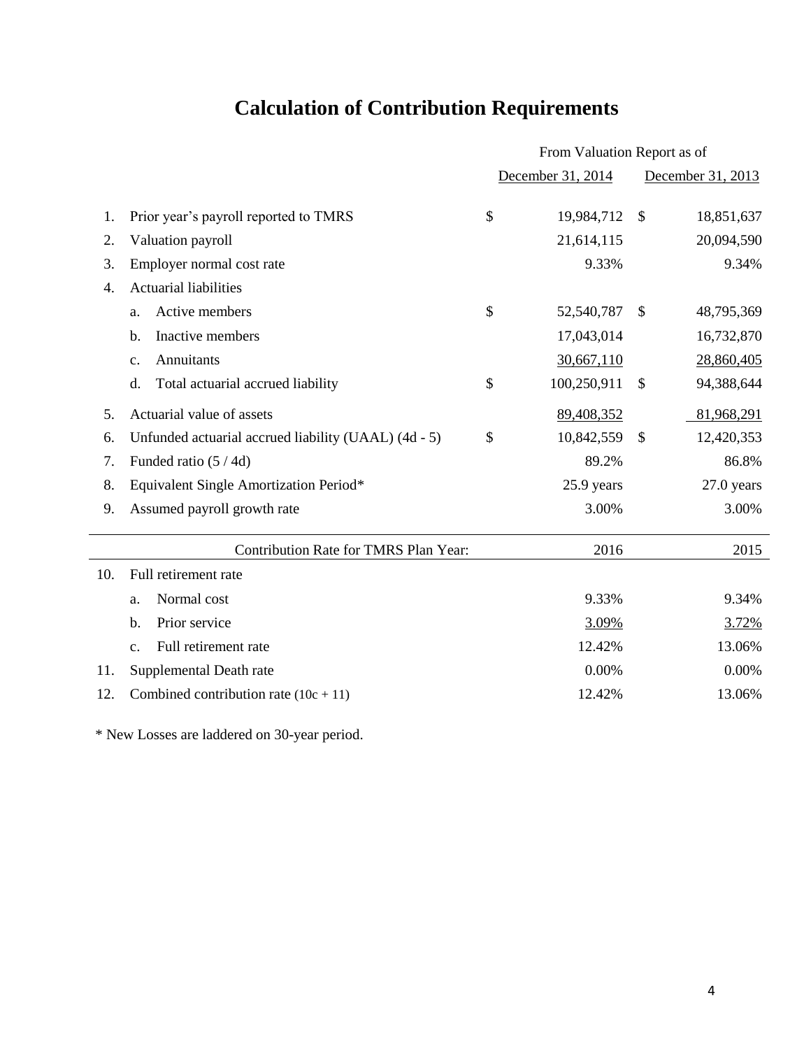# Calculation of Contribution Requirements

| | | From Valuation Report as of | |
|---|---|---|---|
| | | December 31, 2014 | December 31, 2013 |
| 1. | Prior year's payroll reported to TMRS | $ 19,984,712 | $ 18,851,637 |
| 2. | Valuation payroll | 21,614,115 | 20,094,590 |
| 3. | Employer normal cost rate | 9.33% | 9.34% |
| 4. | Actuarial liabilities | | |
| | a. Active members | $ 52,540,787 | $ 48,795,369 |
| | b. Inactive members | 17,043,014 | 16,732,870 |
| | c. Annuitants | 30,667,110 | 28,860,405 |
| | d. Total actuarial accrued liability | $ 100,250,911 | $ 94,388,644 |
| 5. | Actuarial value of assets | 89,408,352 | 81,968,291 |
| 6. | Unfunded actuarial accrued liability (UAAL) (4d - 5) | $ 10,842,559 | $ 12,420,353 |
| 7. | Funded ratio (5 / 4d) | 89.2% | 86.8% |
| 8. | Equivalent Single Amortization Period* | 25.9 years | 27.0 years |
| 9. | Assumed payroll growth rate | 3.00% | 3.00% |
| | Contribution Rate for TMRS Plan Year: | 2016 | 2015 |
| 10. | Full retirement rate | | |
| | a. Normal cost | 9.33% | 9.34% |
| | b. Prior service | 3.09% | 3.72% |
| | c. Full retirement rate | 12.42% | 13.06% |
| 11. | Supplemental Death rate | 0.00% | 0.00% |
| 12. | Combined contribution rate (10c + 11) | 12.42% | 13.06% |

* New Losses are laddered on 30-year period.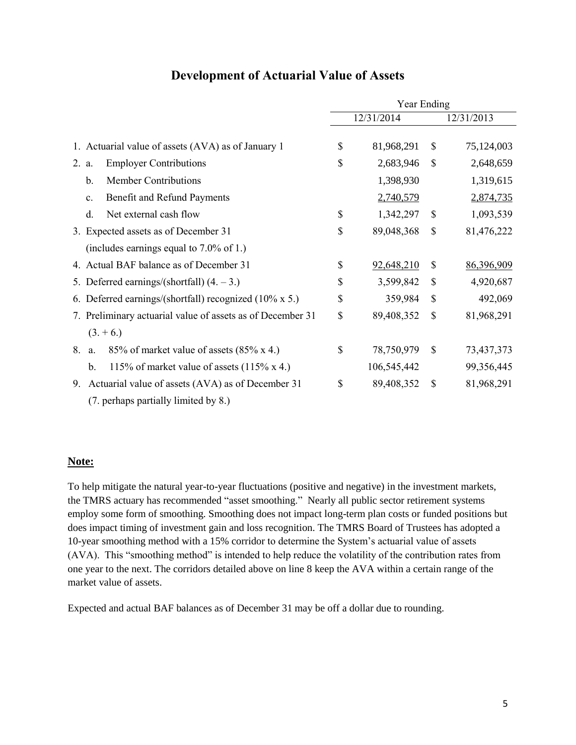# Development of Actuarial Value of Assets

| | Year Ending | |
|---|---|---|
| | 12/31/2014 | 12/31/2013 |
| 1. Actuarial value of assets (AVA) as of January 1 | $ 81,968,291 | $ 75,124,003 |
| 2. a. Employer Contributions | $ 2,683,946 | $ 2,648,659 |
| b. Member Contributions | 1,398,930 | 1,319,615 |
| c. Benefit and Refund Payments | 2,740,579 | 2,874,735 |
| d. Net external cash flow | $ 1,342,297 | $ 1,093,539 |
| 3. Expected assets as of December 31 (includes earnings equal to 7.0% of 1.) | $ 89,048,368 | $ 81,476,222 |
| 4. Actual BAF balance as of December 31 | $ 92,648,210 | $ 86,396,909 |
| 5. Deferred earnings/(shortfall) (4. – 3.) | $ 3,599,842 | $ 4,920,687 |
| 6. Deferred earnings/(shortfall) recognized (10% x 5.) | $ 359,984 | $ 492,069 |
| 7. Preliminary actuarial value of assets as of December 31 (3. + 6.) | $ 89,408,352 | $ 81,968,291 |
| 8. a. 85% of market value of assets (85% x 4.) | $ 78,750,979 | $ 73,437,373 |
| b. 115% of market value of assets (115% x 4.) | 106,545,442 | 99,356,445 |
| 9. Actuarial value of assets (AVA) as of December 31 (7. perhaps partially limited by 8.) | $ 89,408,352 | $ 81,968,291 |

**Note:**

To help mitigate the natural year-to-year fluctuations (positive and negative) in the investment markets, the TMRS actuary has recommended "asset smoothing." Nearly all public sector retirement systems employ some form of smoothing. Smoothing does not impact long-term plan costs or funded positions but does impact timing of investment gain and loss recognition. The TMRS Board of Trustees has adopted a 10-year smoothing method with a 15% corridor to determine the System's actuarial value of assets (AVA). This "smoothing method" is intended to help reduce the volatility of the contribution rates from one year to the next. The corridors detailed above on line 8 keep the AVA within a certain range of the market value of assets.

Expected and actual BAF balances as of December 31 may be off a dollar due to rounding.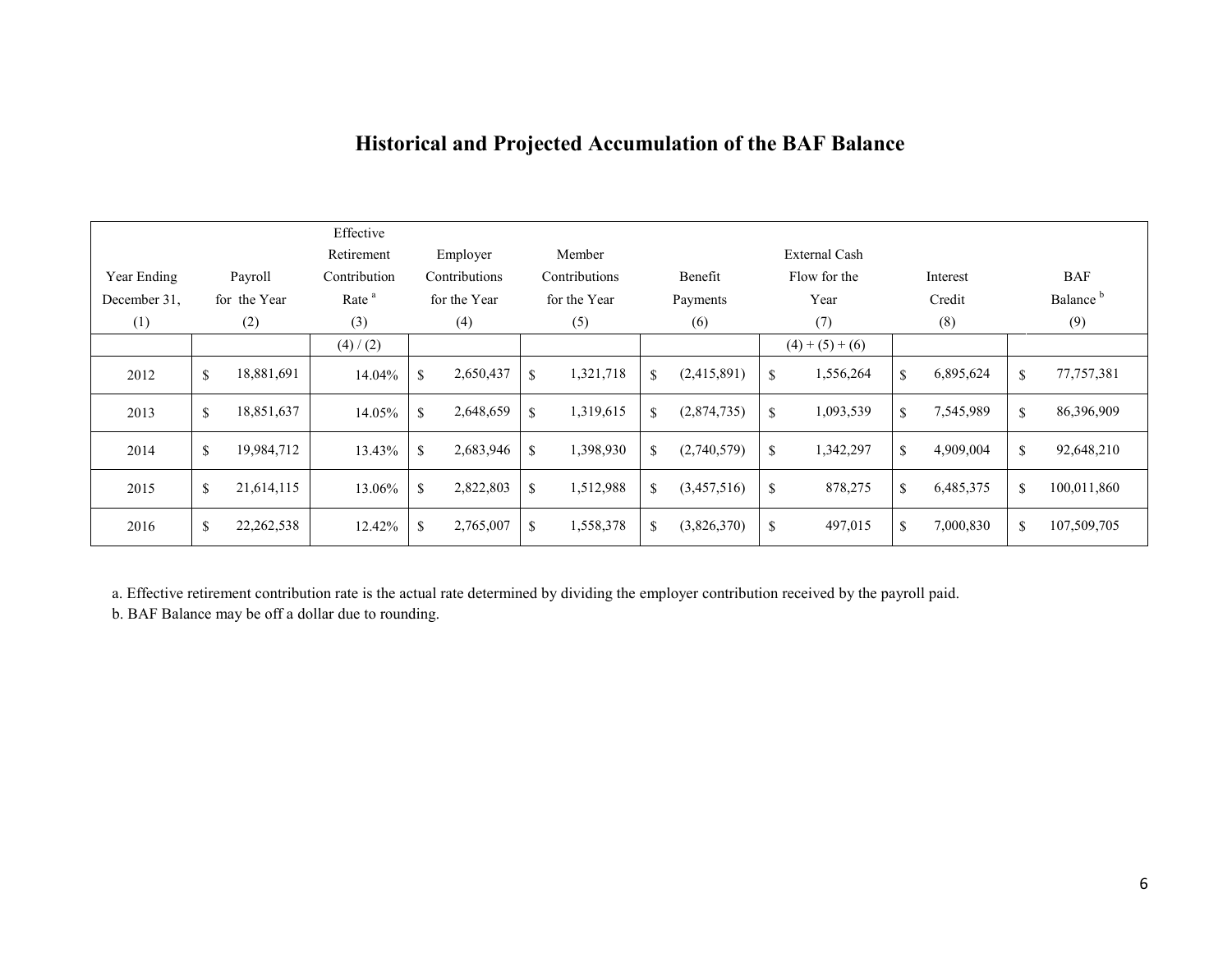## Historical and Projected Accumulation of the BAF Balance

| Year Ending December 31, (1) | Payroll for the Year (2) | Effective Retirement Contribution Rate [a] (3) | Employer Contributions for the Year (4) | Member Contributions for the Year (5) | Benefit Payments (6) | External Cash Flow for the Year (7) | Interest Credit (8) | BAF Balance [b] (9) |
|---|---|---|---|---|---|---|---|---|
| | | (4) / (2) | | | | (4) + (5) + (6) | | |
| 2012 | $ 18,881,691 | 14.04% | $ 2,650,437 | $ 1,321,718 | $ (2,415,891) | $ 1,556,264 | $ 6,895,624 | $ 77,757,381 |
| 2013 | $ 18,851,637 | 14.05% | $ 2,648,659 | $ 1,319,615 | $ (2,874,735) | $ 1,093,539 | $ 7,545,989 | $ 86,396,909 |
| 2014 | $ 19,984,712 | 13.43% | $ 2,683,946 | $ 1,398,930 | $ (2,740,579) | $ 1,342,297 | $ 4,909,004 | $ 92,648,210 |
| 2015 | $ 21,614,115 | 13.06% | $ 2,822,803 | $ 1,512,988 | $ (3,457,516) | $ 878,275 | $ 6,485,375 | $ 100,011,860 |
| 2016 | $ 22,262,538 | 12.42% | $ 2,765,007 | $ 1,558,378 | $ (3,826,370) | $ 497,015 | $ 7,000,830 | $ 107,509,705 |

a. Effective retirement contribution rate is the actual rate determined by dividing the employer contribution received by the payroll paid.
b. BAF Balance may be off a dollar due to rounding.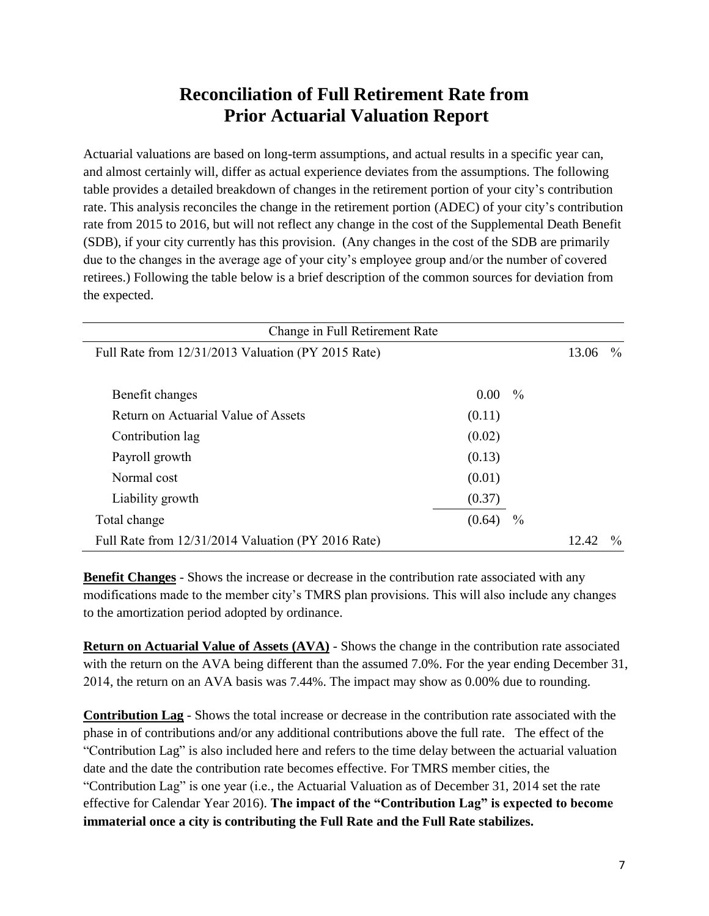# Reconciliation of Full Retirement Rate from Prior Actuarial Valuation Report

Actuarial valuations are based on long-term assumptions, and actual results in a specific year can, and almost certainly will, differ as actual experience deviates from the assumptions. The following table provides a detailed breakdown of changes in the retirement portion of your city's contribution rate. This analysis reconciles the change in the retirement portion (ADEC) of your city's contribution rate from 2015 to 2016, but will not reflect any change in the cost of the Supplemental Death Benefit (SDB), if your city currently has this provision. (Any changes in the cost of the SDB are primarily due to the changes in the average age of your city's employee group and/or the number of covered retirees.) Following the table below is a brief description of the common sources for deviation from the expected.

| Change in Full Retirement Rate | | |
|---|---|---|
| Full Rate from 12/31/2013 Valuation (PY 2015 Rate) | | 13.06 % |
| | | |
| Benefit changes | 0.00 % | |
| Return on Actuarial Value of Assets | (0.11) | |
| Contribution lag | (0.02) | |
| Payroll growth | (0.13) | |
| Normal cost | (0.01) | |
| Liability growth | (0.37) | |
| Total change | (0.64) % | |
| Full Rate from 12/31/2014 Valuation (PY 2016 Rate) | | 12.42 % |

**Benefit Changes** - Shows the increase or decrease in the contribution rate associated with any modifications made to the member city's TMRS plan provisions. This will also include any changes to the amortization period adopted by ordinance.

**Return on Actuarial Value of Assets (AVA)** - Shows the change in the contribution rate associated with the return on the AVA being different than the assumed 7.0%. For the year ending December 31, 2014, the return on an AVA basis was 7.44%. The impact may show as 0.00% due to rounding.

**Contribution Lag** - Shows the total increase or decrease in the contribution rate associated with the phase in of contributions and/or any additional contributions above the full rate. The effect of the "Contribution Lag" is also included here and refers to the time delay between the actuarial valuation date and the date the contribution rate becomes effective. For TMRS member cities, the "Contribution Lag" is one year (i.e., the Actuarial Valuation as of December 31, 2014 set the rate effective for Calendar Year 2016). **The impact of the "Contribution Lag" is expected to become immaterial once a city is contributing the Full Rate and the Full Rate stabilizes.**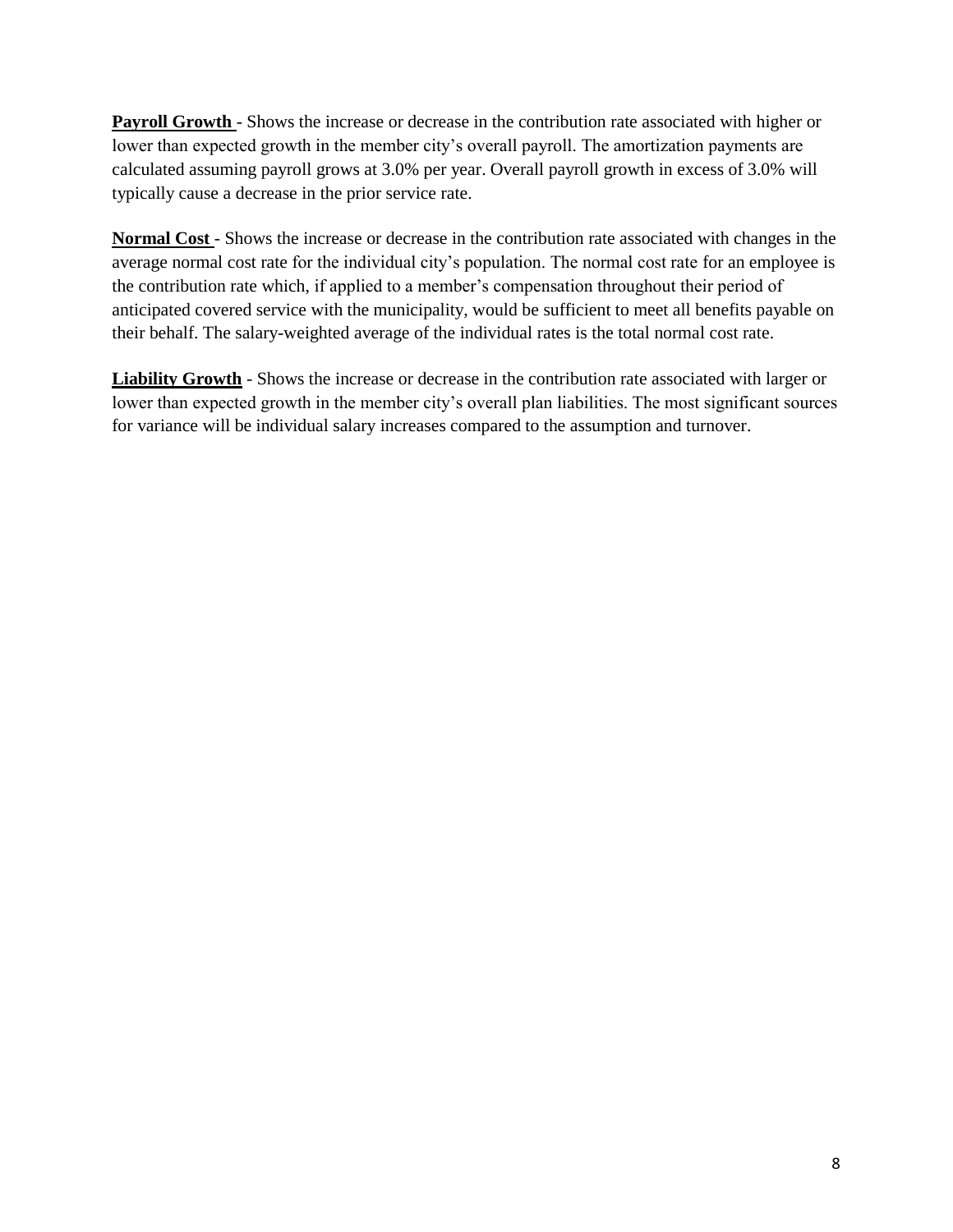**Payroll Growth** - Shows the increase or decrease in the contribution rate associated with higher or lower than expected growth in the member city's overall payroll. The amortization payments are calculated assuming payroll grows at 3.0% per year. Overall payroll growth in excess of 3.0% will typically cause a decrease in the prior service rate.

**Normal Cost** - Shows the increase or decrease in the contribution rate associated with changes in the average normal cost rate for the individual city's population. The normal cost rate for an employee is the contribution rate which, if applied to a member's compensation throughout their period of anticipated covered service with the municipality, would be sufficient to meet all benefits payable on their behalf. The salary-weighted average of the individual rates is the total normal cost rate.

**Liability Growth** - Shows the increase or decrease in the contribution rate associated with larger or lower than expected growth in the member city's overall plan liabilities. The most significant sources for variance will be individual salary increases compared to the assumption and turnover.